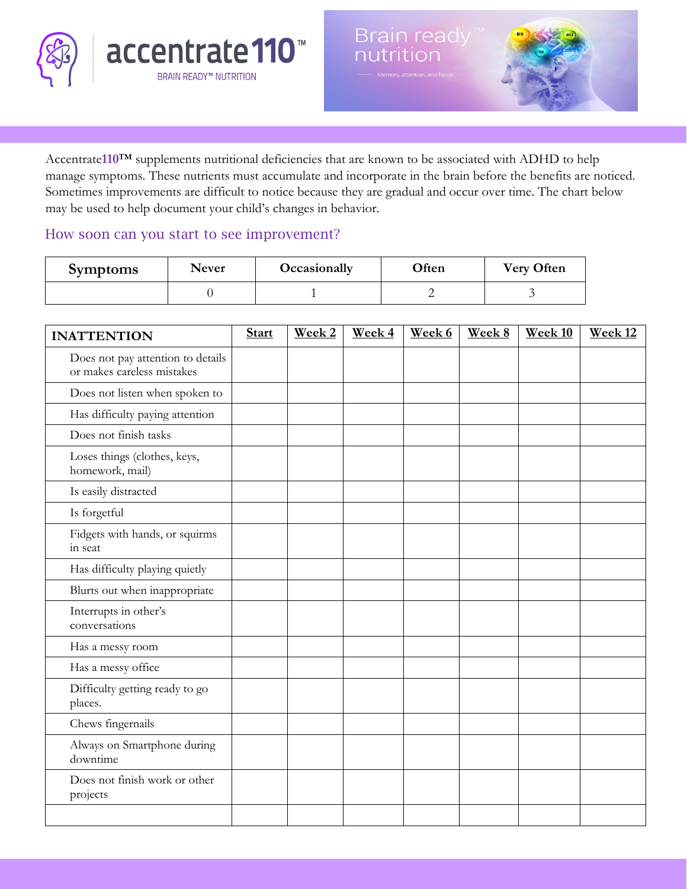accentrate110™

BRAIN READY™ NUTRITION

Brain ready™ nutrition

Memory, attention, and focus

Accentrate**110™** supplements nutritional deficiencies that are known to be associated with ADHD to help manage symptoms. These nutrients must accumulate and incorporate in the brain before the benefits are noticed. Sometimes improvements are difficult to notice because they are gradual and occur over time. The chart below may be used to help document your child's changes in behavior.

## How soon can you start to see improvement?

| Symptoms | Never | Occasionally | Often | Very Often |
|---|---|---|---|---|
| | 0 | 1 | 2 | 3 |

| INATTENTION | Start | Week 2 | Week 4 | Week 6 | Week 8 | Week 10 | Week 12 |
|---|---|---|---|---|---|---|---|
| Does not pay attention to details or makes careless mistakes | | | | | | | |
| Does not listen when spoken to | | | | | | | |
| Has difficulty paying attention | | | | | | | |
| Does not finish tasks | | | | | | | |
| Loses things (clothes, keys, homework, mail) | | | | | | | |
| Is easily distracted | | | | | | | |
| Is forgetful | | | | | | | |
| Fidgets with hands, or squirms in seat | | | | | | | |
| Has difficulty playing quietly | | | | | | | |
| Blurts out when inappropriate | | | | | | | |
| Interrupts in other's conversations | | | | | | | |
| Has a messy room | | | | | | | |
| Has a messy office | | | | | | | |
| Difficulty getting ready to go places. | | | | | | | |
| Chews fingernails | | | | | | | |
| Always on Smartphone during downtime | | | | | | | |
| Does not finish work or other projects | | | | | | | |
| | | | | | | | |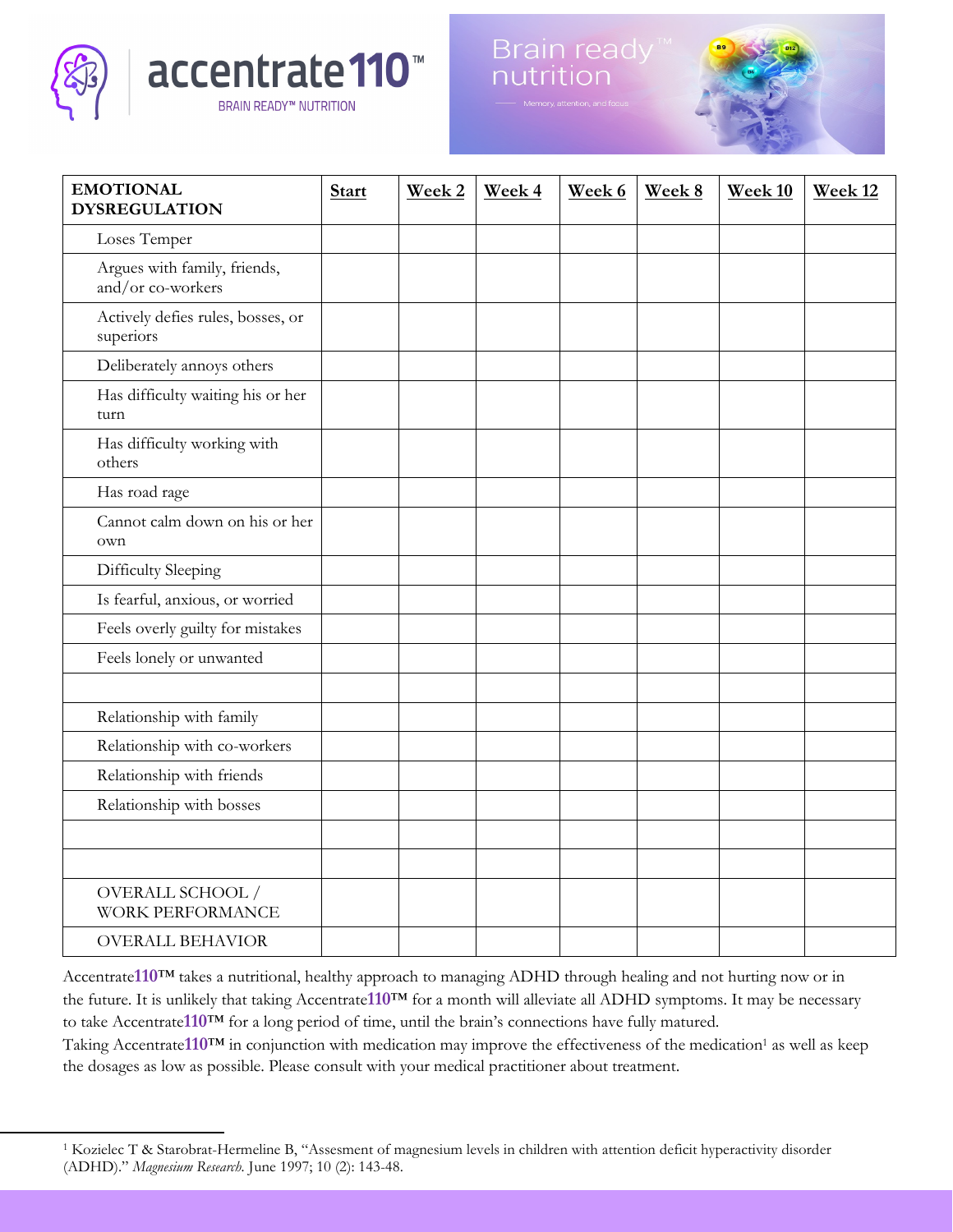accentrate110™

BRAIN READY™ NUTRITION

Brain ready™ nutrition

Memory, attention, and focus

| EMOTIONAL DYSREGULATION | Start | Week 2 | Week 4 | Week 6 | Week 8 | Week 10 | Week 12 |
|---|---|---|---|---|---|---|---|
| Loses Temper | | | | | | | |
| Argues with family, friends, and/or co-workers | | | | | | | |
| Actively defies rules, bosses, or superiors | | | | | | | |
| Deliberately annoys others | | | | | | | |
| Has difficulty waiting his or her turn | | | | | | | |
| Has difficulty working with others | | | | | | | |
| Has road rage | | | | | | | |
| Cannot calm down on his or her own | | | | | | | |
| Difficulty Sleeping | | | | | | | |
| Is fearful, anxious, or worried | | | | | | | |
| Feels overly guilty for mistakes | | | | | | | |
| Feels lonely or unwanted | | | | | | | |
| | | | | | | | |
| Relationship with family | | | | | | | |
| Relationship with co-workers | | | | | | | |
| Relationship with friends | | | | | | | |
| Relationship with bosses | | | | | | | |
| | | | | | | | |
| | | | | | | | |
| OVERALL SCHOOL / WORK PERFORMANCE | | | | | | | |
| OVERALL BEHAVIOR | | | | | | | |

Accentrate**110™** takes a nutritional, healthy approach to managing ADHD through healing and not hurting now or in the future. It is unlikely that taking Accentrate**110™** for a month will alleviate all ADHD symptoms. It may be necessary to take Accentrate**110™** for a long period of time, until the brain's connections have fully matured.
Taking Accentrate**110™** in conjunction with medication may improve the effectiveness of the medication[1] as well as keep the dosages as low as possible. Please consult with your medical practitioner about treatment.

[1] Kozielec T & Starobrat-Hermeline B, "Assesment of magnesium levels in children with attention deficit hyperactivity disorder (ADHD)." *Magnesium Research*. June 1997; 10 (2): 143-48.